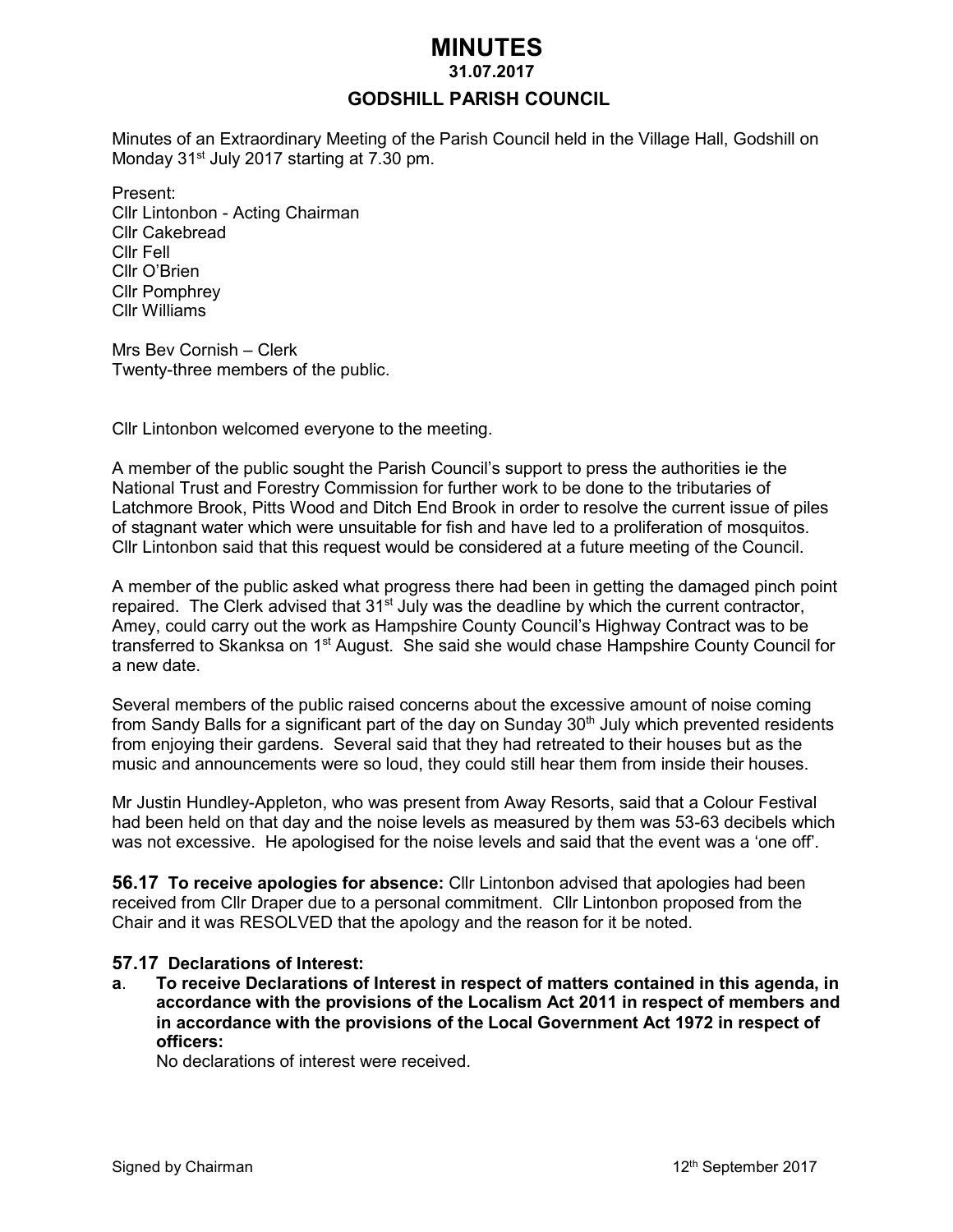# MINUTES

## 31.07.2017

## GODSHILL PARISH COUNCIL

Minutes of an Extraordinary Meeting of the Parish Council held in the Village Hall, Godshill on Monday 31st July 2017 starting at 7.30 pm.

Present:
Cllr Lintonbon - Acting Chairman
Cllr Cakebread
Cllr Fell
Cllr O'Brien
Cllr Pomphrey
Cllr Williams

Mrs Bev Cornish – Clerk
Twenty-three members of the public.

Cllr Lintonbon welcomed everyone to the meeting.

A member of the public sought the Parish Council's support to press the authorities ie the National Trust and Forestry Commission for further work to be done to the tributaries of Latchmore Brook, Pitts Wood and Ditch End Brook in order to resolve the current issue of piles of stagnant water which were unsuitable for fish and have led to a proliferation of mosquitos. Cllr Lintonbon said that this request would be considered at a future meeting of the Council.

A member of the public asked what progress there had been in getting the damaged pinch point repaired. The Clerk advised that 31st July was the deadline by which the current contractor, Amey, could carry out the work as Hampshire County Council's Highway Contract was to be transferred to Skanksa on 1st August. She said she would chase Hampshire County Council for a new date.

Several members of the public raised concerns about the excessive amount of noise coming from Sandy Balls for a significant part of the day on Sunday 30th July which prevented residents from enjoying their gardens. Several said that they had retreated to their houses but as the music and announcements were so loud, they could still hear them from inside their houses.

Mr Justin Hundley-Appleton, who was present from Away Resorts, said that a Colour Festival had been held on that day and the noise levels as measured by them was 53-63 decibels which was not excessive. He apologised for the noise levels and said that the event was a 'one off'.

**56.17 To receive apologies for absence:** Cllr Lintonbon advised that apologies had been received from Cllr Draper due to a personal commitment. Cllr Lintonbon proposed from the Chair and it was RESOLVED that the apology and the reason for it be noted.

### 57.17 Declarations of Interest:

**a. To receive Declarations of Interest in respect of matters contained in this agenda, in accordance with the provisions of the Localism Act 2011 in respect of members and in accordance with the provisions of the Local Government Act 1972 in respect of officers:**

No declarations of interest were received.

Signed by Chairman 12th September 2017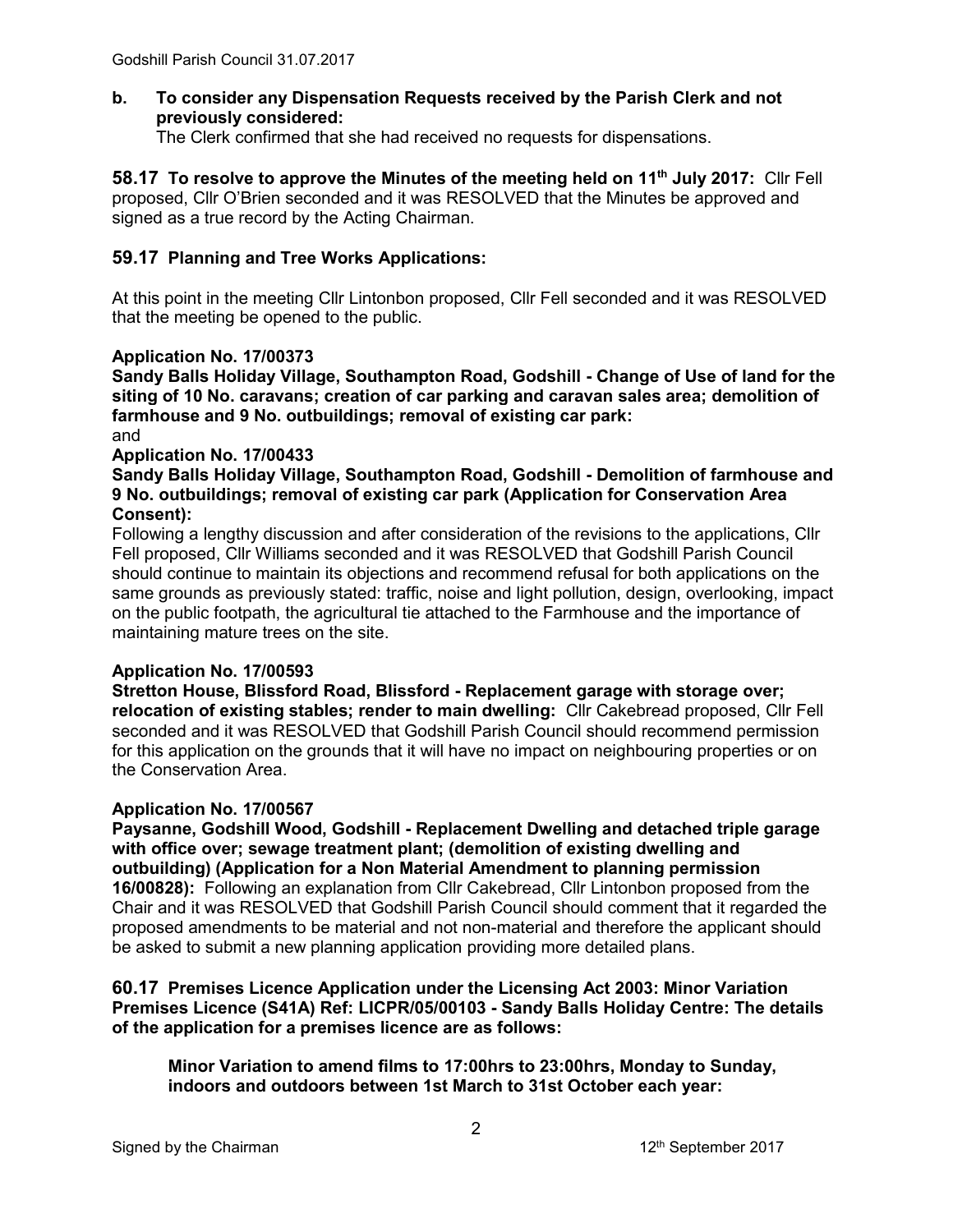**b. To consider any Dispensation Requests received by the Parish Clerk and not previously considered:**
The Clerk confirmed that she had received no requests for dispensations.

**58.17 To resolve to approve the Minutes of the meeting held on 11th July 2017:** Cllr Fell proposed, Cllr O'Brien seconded and it was RESOLVED that the Minutes be approved and signed as a true record by the Acting Chairman.

**59.17 Planning and Tree Works Applications:**

At this point in the meeting Cllr Lintonbon proposed, Cllr Fell seconded and it was RESOLVED that the meeting be opened to the public.

**Application No. 17/00373**
**Sandy Balls Holiday Village, Southampton Road, Godshill - Change of Use of land for the siting of 10 No. caravans; creation of car parking and caravan sales area; demolition of farmhouse and 9 No. outbuildings; removal of existing car park:**
and
**Application No. 17/00433**
**Sandy Balls Holiday Village, Southampton Road, Godshill - Demolition of farmhouse and 9 No. outbuildings; removal of existing car park (Application for Conservation Area Consent):**
Following a lengthy discussion and after consideration of the revisions to the applications, Cllr Fell proposed, Cllr Williams seconded and it was RESOLVED that Godshill Parish Council should continue to maintain its objections and recommend refusal for both applications on the same grounds as previously stated: traffic, noise and light pollution, design, overlooking, impact on the public footpath, the agricultural tie attached to the Farmhouse and the importance of maintaining mature trees on the site.

**Application No. 17/00593**
**Stretton House, Blissford Road, Blissford - Replacement garage with storage over; relocation of existing stables; render to main dwelling:** Cllr Cakebread proposed, Cllr Fell seconded and it was RESOLVED that Godshill Parish Council should recommend permission for this application on the grounds that it will have no impact on neighbouring properties or on the Conservation Area.

**Application No. 17/00567**
**Paysanne, Godshill Wood, Godshill - Replacement Dwelling and detached triple garage with office over; sewage treatment plant; (demolition of existing dwelling and outbuilding) (Application for a Non Material Amendment to planning permission 16/00828):** Following an explanation from Cllr Cakebread, Cllr Lintonbon proposed from the Chair and it was RESOLVED that Godshill Parish Council should comment that it regarded the proposed amendments to be material and not non-material and therefore the applicant should be asked to submit a new planning application providing more detailed plans.

**60.17 Premises Licence Application under the Licensing Act 2003: Minor Variation Premises Licence (S41A) Ref: LICPR/05/00103 - Sandy Balls Holiday Centre: The details of the application for a premises licence are as follows:**

**Minor Variation to amend films to 17:00hrs to 23:00hrs, Monday to Sunday, indoors and outdoors between 1st March to 31st October each year:**

Signed by the Chairman 12th September 2017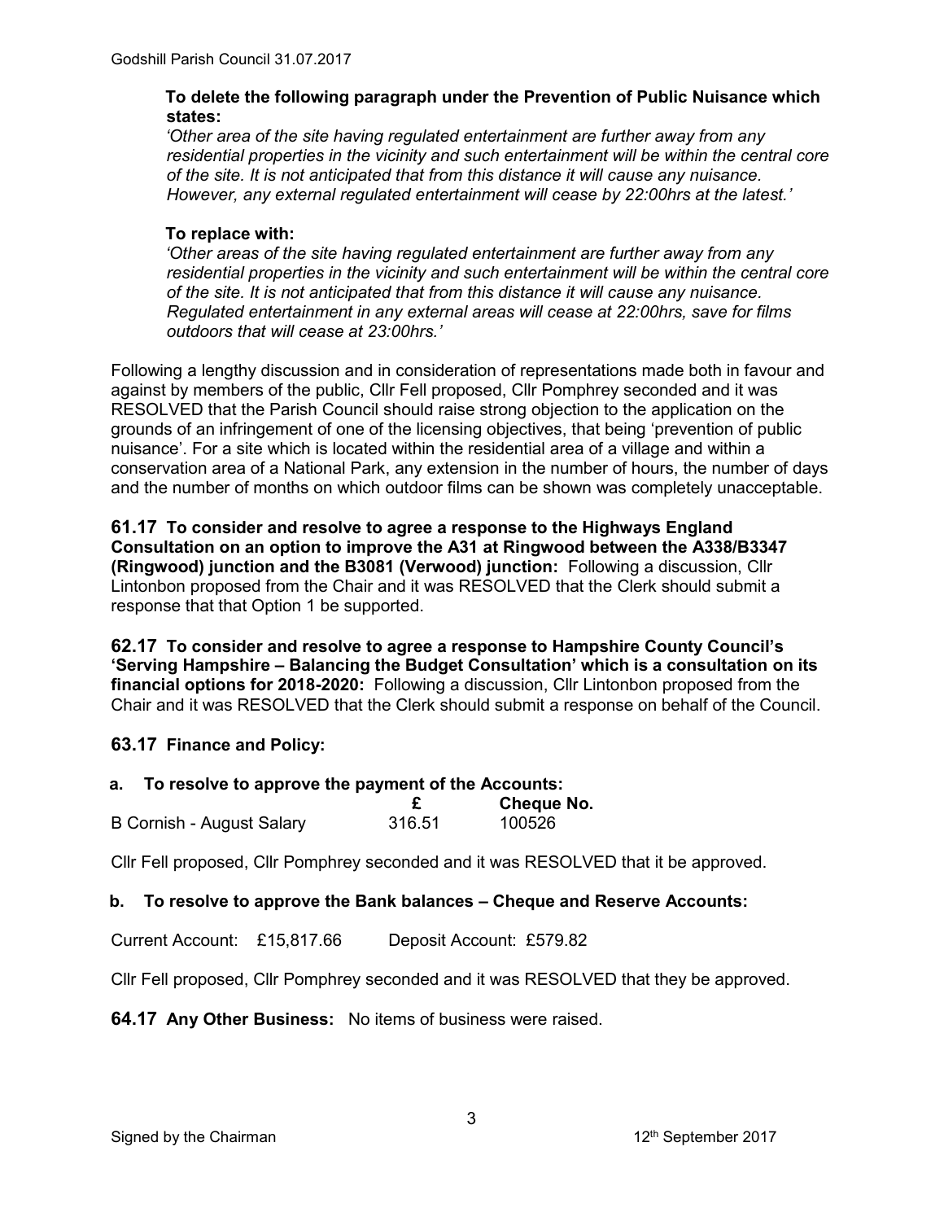**To delete the following paragraph under the Prevention of Public Nuisance which states:**

*'Other area of the site having regulated entertainment are further away from any residential properties in the vicinity and such entertainment will be within the central core of the site. It is not anticipated that from this distance it will cause any nuisance. However, any external regulated entertainment will cease by 22:00hrs at the latest.'*

**To replace with:**

*'Other areas of the site having regulated entertainment are further away from any residential properties in the vicinity and such entertainment will be within the central core of the site. It is not anticipated that from this distance it will cause any nuisance. Regulated entertainment in any external areas will cease at 22:00hrs, save for films outdoors that will cease at 23:00hrs.'*

Following a lengthy discussion and in consideration of representations made both in favour and against by members of the public, Cllr Fell proposed, Cllr Pomphrey seconded and it was RESOLVED that the Parish Council should raise strong objection to the application on the grounds of an infringement of one of the licensing objectives, that being 'prevention of public nuisance'. For a site which is located within the residential area of a village and within a conservation area of a National Park, any extension in the number of hours, the number of days and the number of months on which outdoor films can be shown was completely unacceptable.

**61.17 To consider and resolve to agree a response to the Highways England Consultation on an option to improve the A31 at Ringwood between the A338/B3347 (Ringwood) junction and the B3081 (Verwood) junction:** Following a discussion, Cllr Lintonbon proposed from the Chair and it was RESOLVED that the Clerk should submit a response that that Option 1 be supported.

**62.17 To consider and resolve to agree a response to Hampshire County Council's 'Serving Hampshire – Balancing the Budget Consultation' which is a consultation on its financial options for 2018-2020:** Following a discussion, Cllr Lintonbon proposed from the Chair and it was RESOLVED that the Clerk should submit a response on behalf of the Council.

**63.17 Finance and Policy:**

**a. To resolve to approve the payment of the Accounts:**

| | £ | Cheque No. |
|---|---|---|
| B Cornish - August Salary | 316.51 | 100526 |

Cllr Fell proposed, Cllr Pomphrey seconded and it was RESOLVED that it be approved.

**b. To resolve to approve the Bank balances – Cheque and Reserve Accounts:**

Current Account: £15,817.66 Deposit Account: £579.82

Cllr Fell proposed, Cllr Pomphrey seconded and it was RESOLVED that they be approved.

**64.17 Any Other Business:** No items of business were raised.

Signed by the Chairman 12th September 2017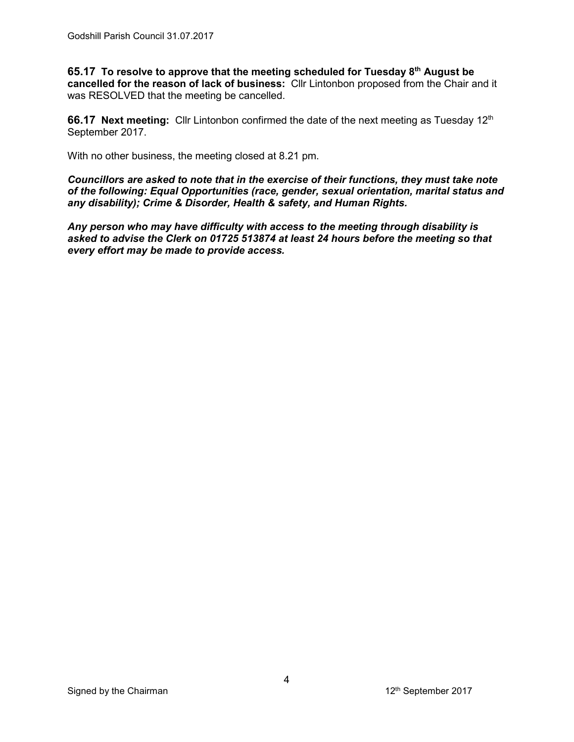**65.17 To resolve to approve that the meeting scheduled for Tuesday 8th August be cancelled for the reason of lack of business:** Cllr Lintonbon proposed from the Chair and it was RESOLVED that the meeting be cancelled.

**66.17 Next meeting:** Cllr Lintonbon confirmed the date of the next meeting as Tuesday 12th September 2017.

With no other business, the meeting closed at 8.21 pm.

***Councillors are asked to note that in the exercise of their functions, they must take note of the following: Equal Opportunities (race, gender, sexual orientation, marital status and any disability); Crime & Disorder, Health & safety, and Human Rights.***

***Any person who may have difficulty with access to the meeting through disability is asked to advise the Clerk on 01725 513874 at least 24 hours before the meeting so that every effort may be made to provide access.***

Signed by the Chairman 12th September 2017